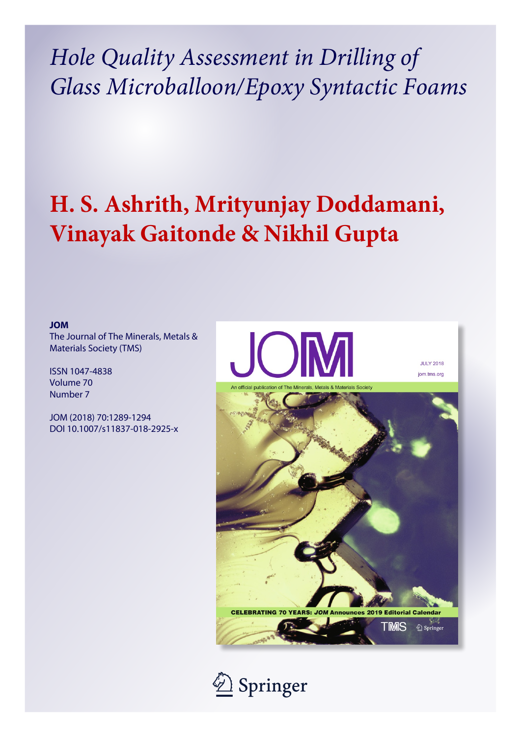# *Hole Quality Assessment in Drilling of Glass Microballoon/Epoxy Syntactic Foams*

# **H. S. Ashrith, Mrityunjay Doddamani, Vinayak Gaitonde & Nikhil Gupta**

**JOM**

The Journal of The Minerals, Metals & Materials Society (TMS)

ISSN 1047-4838

Volume 70

Number 7

JOM (2018) 70:1289-1294

DOI 10.1007/s11837-018-2925-x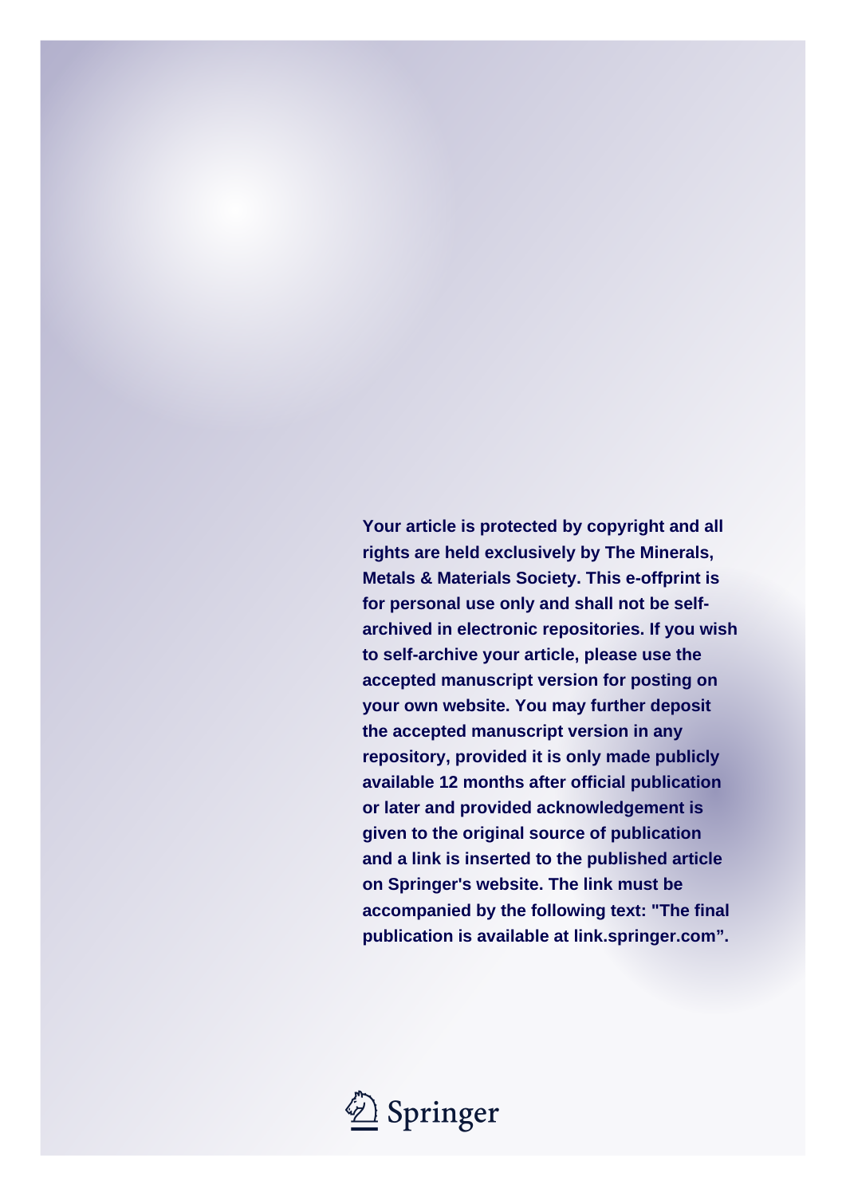**Your article is protected by copyright and all rights are held exclusively by The Minerals, Metals & Materials Society. This e-offprint is for personal use only and shall not be self-archived in electronic repositories. If you wish to self-archive your article, please use the accepted manuscript version for posting on your own website. You may further deposit the accepted manuscript version in any repository, provided it is only made publicly available 12 months after official publication or later and provided acknowledgement is given to the original source of publication and a link is inserted to the published article on Springer's website. The link must be accompanied by the following text: "The final publication is available at link.springer.com".**

Springer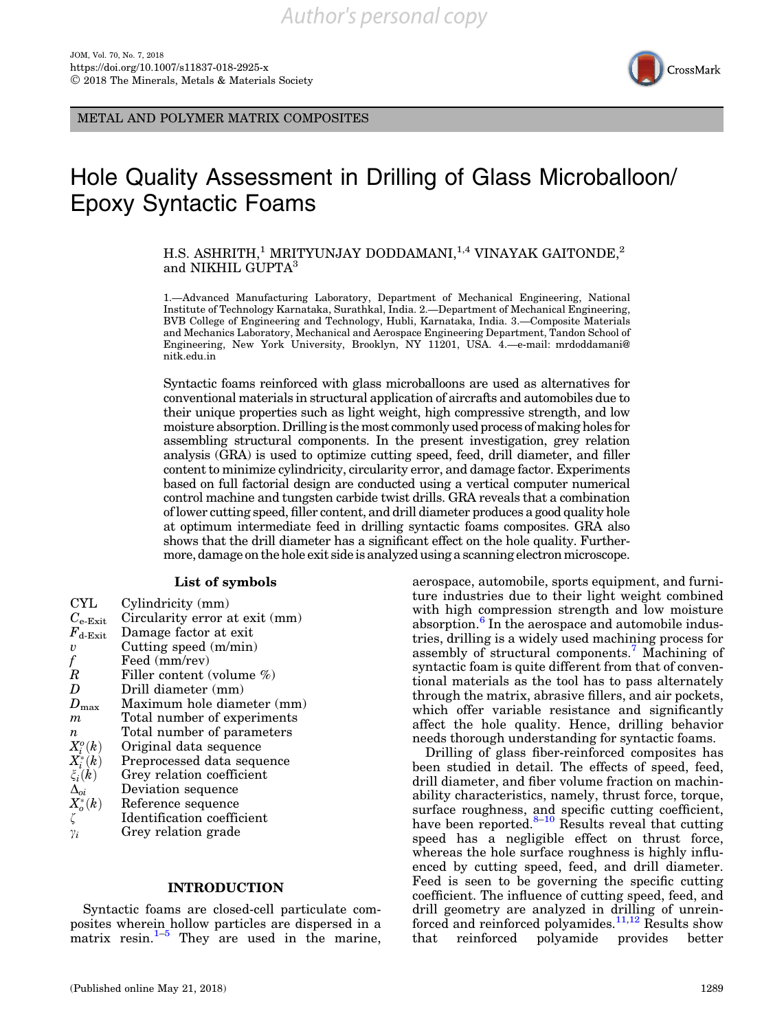# Hole Quality Assessment in Drilling of Glass Microballoon/ Epoxy Syntactic Foams

H.S. ASHRITH,[1] MRITYUNJAY DODDAMANI,[1,4] VINAYAK GAITONDE,[2] and NIKHIL GUPTA[3]

1.—Advanced Manufacturing Laboratory, Department of Mechanical Engineering, National Institute of Technology Karnataka, Surathkal, India. 2.—Department of Mechanical Engineering, BVB College of Engineering and Technology, Hubli, Karnataka, India. 3.—Composite Materials and Mechanics Laboratory, Mechanical and Aerospace Engineering Department, Tandon School of Engineering, New York University, Brooklyn, NY 11201, USA. 4.—e-mail: mrdoddamani@nitk.edu.in

Syntactic foams reinforced with glass microballoons are used as alternatives for conventional materials in structural application of aircrafts and automobiles due to their unique properties such as light weight, high compressive strength, and low moisture absorption. Drilling is the most commonly used process of making holes for assembling structural components. In the present investigation, grey relation analysis (GRA) is used to optimize cutting speed, feed, drill diameter, and filler content to minimize cylindricity, circularity error, and damage factor. Experiments based on full factorial design are conducted using a vertical computer numerical control machine and tungsten carbide twist drills. GRA reveals that a combination of lower cutting speed, filler content, and drill diameter produces a good quality hole at optimum intermediate feed in drilling syntactic foams composites. GRA also shows that the drill diameter has a significant effect on the hole quality. Furthermore, damage on the hole exit side is analyzed using a scanning electron microscope.

## List of symbols

| | |
|---|---|
| CYL | Cylindricity (mm) |
| $C_{\text{e-Exit}}$ | Circularity error at exit (mm) |
| $F_{\text{d-Exit}}$ | Damage factor at exit |
| $v$ | Cutting speed (m/min) |
| $f$ | Feed (mm/rev) |
| $R$ | Filler content (volume %) |
| $D$ | Drill diameter (mm) |
| $D_{\max}$ | Maximum hole diameter (mm) |
| $m$ | Total number of experiments |
| $n$ | Total number of parameters |
| $X_i^o(k)$ | Original data sequence |
| $X_i^*(k)$ | Preprocessed data sequence |
| $\xi_i(k)$ | Grey relation coefficient |
| $\Delta_{oi}$ | Deviation sequence |
| $X_o^*(k)$ | Reference sequence |
| $\zeta$ | Identification coefficient |
| $\gamma_i$ | Grey relation grade |

## INTRODUCTION

Syntactic foams are closed-cell particulate composites wherein hollow particles are dispersed in a matrix resin.[1–5] They are used in the marine, aerospace, automobile, sports equipment, and furniture industries due to their light weight combined with high compression strength and low moisture absorption.[6] In the aerospace and automobile industries, drilling is a widely used machining process for assembly of structural components.[7] Machining of syntactic foam is quite different from that of conventional materials as the tool has to pass alternately through the matrix, abrasive fillers, and air pockets, which offer variable resistance and significantly affect the hole quality. Hence, drilling behavior needs thorough understanding for syntactic foams.

Drilling of glass fiber-reinforced composites has been studied in detail. The effects of speed, feed, drill diameter, and fiber volume fraction on machinability characteristics, namely, thrust force, torque, surface roughness, and specific cutting coefficient, have been reported.[8–10] Results reveal that cutting speed has a negligible effect on thrust force, whereas the hole surface roughness is highly influenced by cutting speed, feed, and drill diameter. Feed is seen to be governing the specific cutting coefficient. The influence of cutting speed, feed, and drill geometry are analyzed in drilling of unreinforced and reinforced polyamides.[11,12] Results show that reinforced polyamide provides better

(Published online May 21, 2018)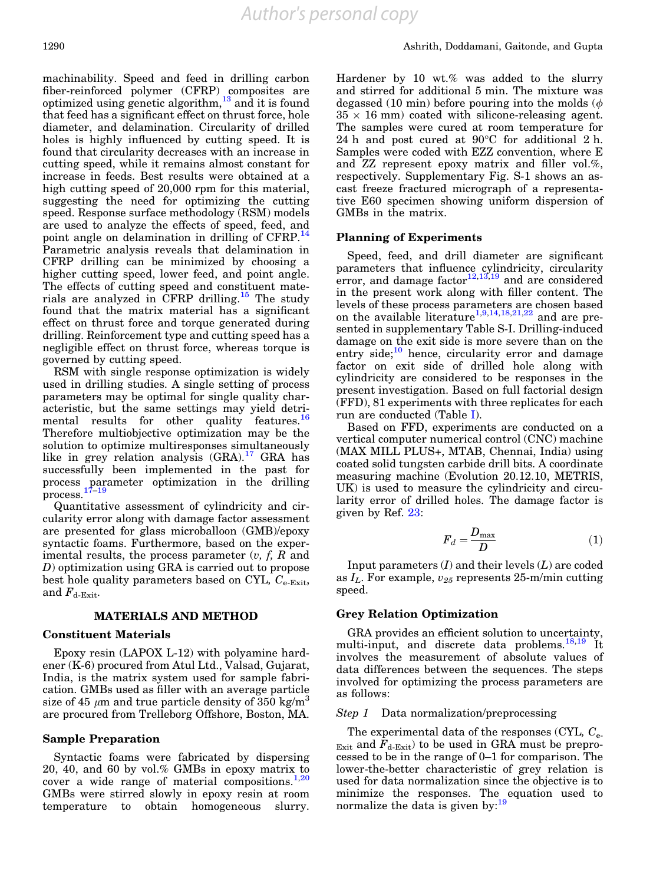machinability. Speed and feed in drilling carbon fiber-reinforced polymer (CFRP) composites are optimized using genetic algorithm,[13] and it is found that feed has a significant effect on thrust force, hole diameter, and delamination. Circularity of drilled holes is highly influenced by cutting speed. It is found that circularity decreases with an increase in cutting speed, while it remains almost constant for increase in feeds. Best results were obtained at a high cutting speed of 20,000 rpm for this material, suggesting the need for optimizing the cutting speed. Response surface methodology (RSM) models are used to analyze the effects of speed, feed, and point angle on delamination in drilling of CFRP.[14] Parametric analysis reveals that delamination in CFRP drilling can be minimized by choosing a higher cutting speed, lower feed, and point angle. The effects of cutting speed and constituent materials are analyzed in CFRP drilling.[15] The study found that the matrix material has a significant effect on thrust force and torque generated during drilling. Reinforcement type and cutting speed has a negligible effect on thrust force, whereas torque is governed by cutting speed.

RSM with single response optimization is widely used in drilling studies. A single setting of process parameters may be optimal for single quality characteristic, but the same settings may yield detrimental results for other quality features.[16] Therefore multiobjective optimization may be the solution to optimize multiresponses simultaneously like in grey relation analysis (GRA).[17] GRA has successfully been implemented in the past for process parameter optimization in the drilling process.[17–19]

Quantitative assessment of cylindricity and circularity error along with damage factor assessment are presented for glass microballoon (GMB)/epoxy syntactic foams. Furthermore, based on the experimental results, the process parameter ($v$, $f$, $R$ and $D$) optimization using GRA is carried out to propose best hole quality parameters based on CYL, $C_{\text{e-Exit}}$, and $F_{\text{d-Exit}}$.

## MATERIALS AND METHOD

### Constituent Materials

Epoxy resin (LAPOX L-12) with polyamine hardener (K-6) procured from Atul Ltd., Valsad, Gujarat, India, is the matrix system used for sample fabrication. GMBs used as filler with an average particle size of 45 $\mu$m and true particle density of 350 kg/m$^3$ are procured from Trelleborg Offshore, Boston, MA.

### Sample Preparation

Syntactic foams were fabricated by dispersing 20, 40, and 60 by vol.% GMBs in epoxy matrix to cover a wide range of material compositions.[1,20] GMBs were stirred slowly in epoxy resin at room temperature to obtain homogeneous slurry. Hardener by 10 wt.% was added to the slurry and stirred for additional 5 min. The mixture was degassed (10 min) before pouring into the molds ($\phi$ 35 × 16 mm) coated with silicone-releasing agent. The samples were cured at room temperature for 24 h and post cured at 90°C for additional 2 h. Samples were coded with EZZ convention, where E and ZZ represent epoxy matrix and filler vol.%, respectively. Supplementary Fig. S-1 shows an as-cast freeze fractured micrograph of a representative E60 specimen showing uniform dispersion of GMBs in the matrix.

### Planning of Experiments

Speed, feed, and drill diameter are significant parameters that influence cylindricity, circularity error, and damage factor[12,13,19] and are considered in the present work along with filler content. The levels of these process parameters are chosen based on the available literature[1,9,14,18,21,22] and are presented in supplementary Table S-I. Drilling-induced damage on the exit side is more severe than on the entry side;[10] hence, circularity error and damage factor on exit side of drilled hole along with cylindricity are considered to be responses in the present investigation. Based on full factorial design (FFD), 81 experiments with three replicates for each run are conducted (Table I).

Based on FFD, experiments are conducted on a vertical computer numerical control (CNC) machine (MAX MILL PLUS+, MTAB, Chennai, India) using coated solid tungsten carbide drill bits. A coordinate measuring machine (Evolution 20.12.10, METRIS, UK) is used to measure the cylindricity and circularity error of drilled holes. The damage factor is given by Ref. 23:

$$F_d = \frac{D_{\max}}{D} \tag{1}$$

Input parameters ($I$) and their levels ($L$) are coded as $I_L$. For example, $v_{25}$ represents 25-m/min cutting speed.

### Grey Relation Optimization

GRA provides an efficient solution to uncertainty, multi-input, and discrete data problems.[18,19] It involves the measurement of absolute values of data differences between the sequences. The steps involved for optimizing the process parameters are as follows:

*Step 1* Data normalization/preprocessing

The experimental data of the responses (CYL, $C_{\text{e-Exit}}$ and $F_{\text{d-Exit}}$) to be used in GRA must be preprocessed to be in the range of 0–1 for comparison. The lower-the-better characteristic of grey relation is used for data normalization since the objective is to minimize the responses. The equation used to normalize the data is given by:[19]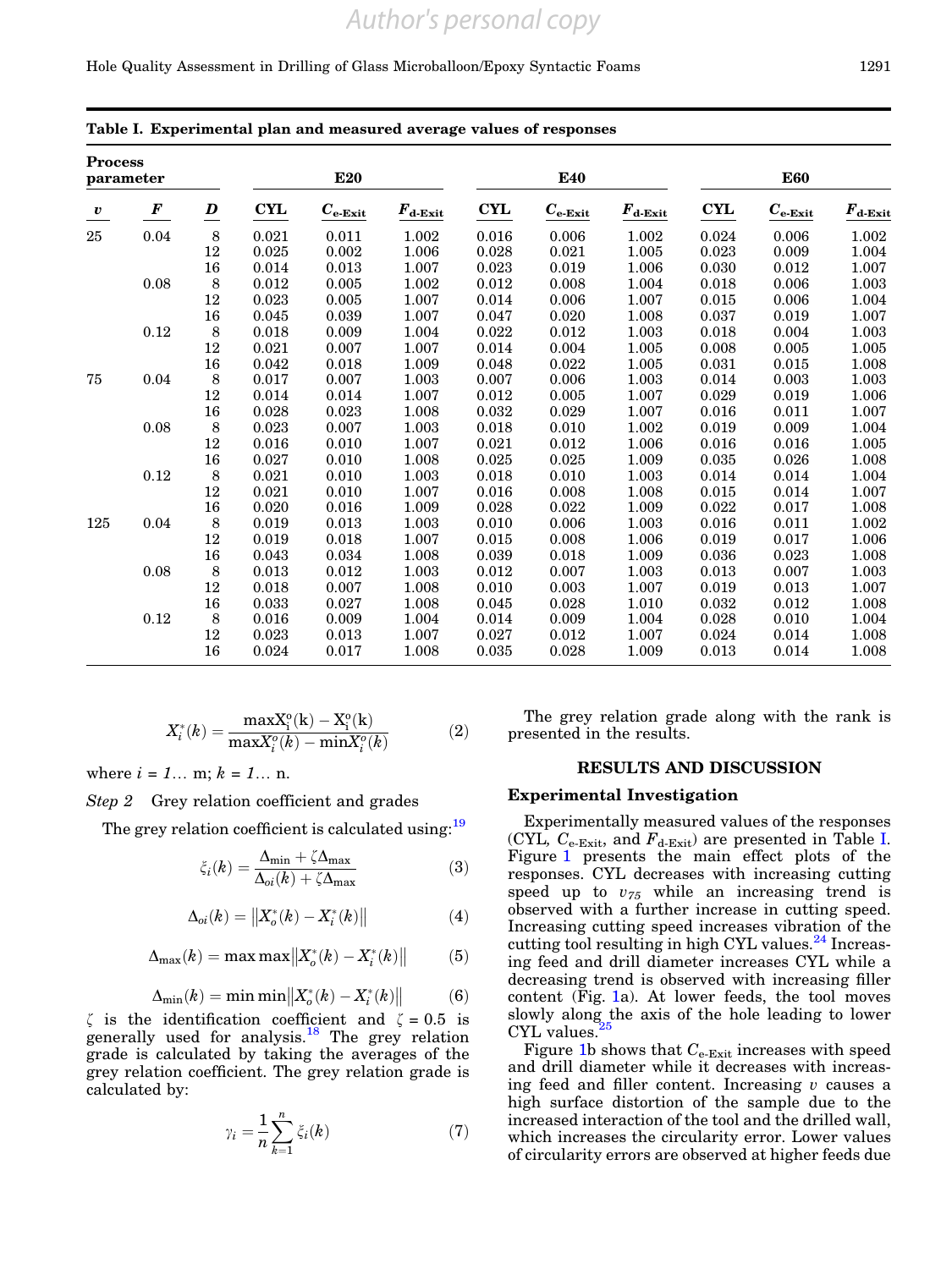Table I. Experimental plan and measured average values of responses

| Process parameter | | | E20 | | | E40 | | | E60 | | |
|---|---|---|---|---|---|---|---|---|---|---|---|
| $v$ | $F$ | $D$ | CYL | $C_{e\text{-Exit}}$ | $F_{d\text{-Exit}}$ | CYL | $C_{e\text{-Exit}}$ | $F_{d\text{-Exit}}$ | CYL | $C_{e\text{-Exit}}$ | $F_{d\text{-Exit}}$ |
| 25 | 0.04 | 8 | 0.021 | 0.011 | 1.002 | 0.016 | 0.006 | 1.002 | 0.024 | 0.006 | 1.002 |
| | | 12 | 0.025 | 0.002 | 1.006 | 0.028 | 0.021 | 1.005 | 0.023 | 0.009 | 1.004 |
| | | 16 | 0.014 | 0.013 | 1.007 | 0.023 | 0.019 | 1.006 | 0.030 | 0.012 | 1.007 |
| | 0.08 | 8 | 0.012 | 0.005 | 1.002 | 0.012 | 0.008 | 1.004 | 0.018 | 0.006 | 1.003 |
| | | 12 | 0.023 | 0.005 | 1.007 | 0.014 | 0.006 | 1.007 | 0.015 | 0.006 | 1.004 |
| | | 16 | 0.045 | 0.039 | 1.007 | 0.047 | 0.020 | 1.008 | 0.037 | 0.019 | 1.007 |
| | 0.12 | 8 | 0.018 | 0.009 | 1.004 | 0.022 | 0.012 | 1.003 | 0.018 | 0.004 | 1.003 |
| | | 12 | 0.021 | 0.007 | 1.007 | 0.014 | 0.004 | 1.005 | 0.008 | 0.005 | 1.005 |
| | | 16 | 0.042 | 0.018 | 1.009 | 0.048 | 0.022 | 1.005 | 0.031 | 0.015 | 1.008 |
| 75 | 0.04 | 8 | 0.017 | 0.007 | 1.003 | 0.007 | 0.006 | 1.003 | 0.014 | 0.003 | 1.003 |
| | | 12 | 0.014 | 0.014 | 1.007 | 0.012 | 0.005 | 1.007 | 0.029 | 0.019 | 1.006 |
| | | 16 | 0.028 | 0.023 | 1.008 | 0.032 | 0.029 | 1.007 | 0.016 | 0.011 | 1.007 |
| | 0.08 | 8 | 0.023 | 0.007 | 1.003 | 0.018 | 0.010 | 1.002 | 0.019 | 0.009 | 1.004 |
| | | 12 | 0.016 | 0.010 | 1.007 | 0.021 | 0.012 | 1.006 | 0.016 | 0.016 | 1.005 |
| | | 16 | 0.027 | 0.010 | 1.008 | 0.025 | 0.025 | 1.009 | 0.035 | 0.026 | 1.008 |
| | 0.12 | 8 | 0.021 | 0.010 | 1.003 | 0.018 | 0.010 | 1.003 | 0.014 | 0.014 | 1.004 |
| | | 12 | 0.021 | 0.010 | 1.007 | 0.016 | 0.008 | 1.008 | 0.015 | 0.014 | 1.007 |
| | | 16 | 0.020 | 0.016 | 1.009 | 0.028 | 0.022 | 1.009 | 0.022 | 0.017 | 1.008 |
| 125 | 0.04 | 8 | 0.019 | 0.013 | 1.003 | 0.010 | 0.006 | 1.003 | 0.016 | 0.011 | 1.002 |
| | | 12 | 0.019 | 0.018 | 1.007 | 0.015 | 0.008 | 1.006 | 0.019 | 0.017 | 1.006 |
| | | 16 | 0.043 | 0.034 | 1.008 | 0.039 | 0.018 | 1.009 | 0.036 | 0.023 | 1.008 |
| | 0.08 | 8 | 0.013 | 0.012 | 1.003 | 0.012 | 0.007 | 1.003 | 0.013 | 0.007 | 1.003 |
| | | 12 | 0.018 | 0.007 | 1.008 | 0.010 | 0.003 | 1.007 | 0.019 | 0.013 | 1.007 |
| | | 16 | 0.033 | 0.027 | 1.008 | 0.045 | 0.028 | 1.010 | 0.032 | 0.012 | 1.008 |
| | 0.12 | 8 | 0.016 | 0.009 | 1.004 | 0.014 | 0.009 | 1.004 | 0.028 | 0.010 | 1.004 |
| | | 12 | 0.023 | 0.013 | 1.007 | 0.027 | 0.012 | 1.007 | 0.024 | 0.014 | 1.008 |
| | | 16 | 0.024 | 0.017 | 1.008 | 0.035 | 0.028 | 1.009 | 0.013 | 0.014 | 1.008 |

$$X_i^*(k) = \frac{\max X_i^o(k) - X_i^o(k)}{\max X_i^o(k) - \min X_i^o(k)} \quad (2)$$

where $i = 1\ldots$ m; $k = 1\ldots$ n.

*Step 2* Grey relation coefficient and grades

The grey relation coefficient is calculated using:[19]

$$\xi_i(k) = \frac{\Delta_{\min} + \zeta\Delta_{\max}}{\Delta_{oi}(k) + \zeta\Delta_{\max}} \quad (3)$$

$$\Delta_{oi}(k) = \left\|X_o^*(k) - X_i^*(k)\right\| \quad (4)$$

$$\Delta_{\max}(k) = \max\max\left\|X_o^*(k) - X_i^*(k)\right\| \quad (5)$$

$$\Delta_{\min}(k) = \min\min\left\|X_o^*(k) - X_i^*(k)\right\| \quad (6)$$

$\zeta$ is the identification coefficient and $\zeta = 0.5$ is generally used for analysis.[18] The grey relation grade is calculated by taking the averages of the grey relation coefficient. The grey relation grade is calculated by:

$$\gamma_i = \frac{1}{n}\sum_{k=1}^{n}\xi_i(k) \quad (7)$$

The grey relation grade along with the rank is presented in the results.

## RESULTS AND DISCUSSION

### Experimental Investigation

Experimentally measured values of the responses (CYL, $C_{e\text{-Exit}}$, and $F_{d\text{-Exit}}$) are presented in Table I. Figure 1 presents the main effect plots of the responses. CYL decreases with increasing cutting speed up to $v_{75}$ while an increasing trend is observed with a further increase in cutting speed. Increasing cutting speed increases vibration of the cutting tool resulting in high CYL values.[24] Increasing feed and drill diameter increases CYL while a decreasing trend is observed with increasing filler content (Fig. 1a). At lower feeds, the tool moves slowly along the axis of the hole leading to lower CYL values.[25]

Figure 1b shows that $C_{e\text{-Exit}}$ increases with speed and drill diameter while it decreases with increasing feed and filler content. Increasing $v$ causes a high surface distortion of the sample due to the increased interaction of the tool and the drilled wall, which increases the circularity error. Lower values of circularity errors are observed at higher feeds due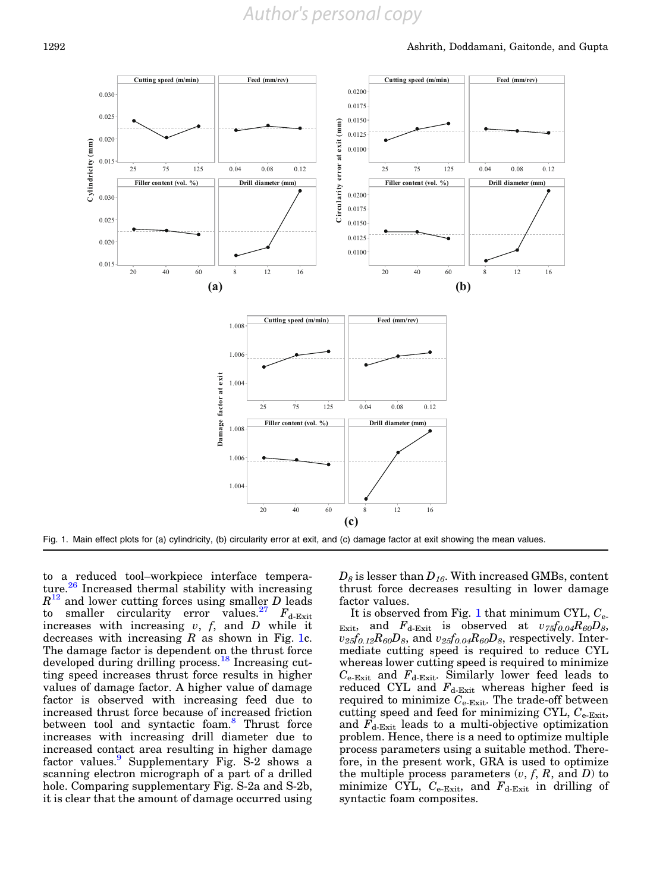Fig. 1. Main effect plots for (a) cylindricity, (b) circularity error at exit, and (c) damage factor at exit showing the mean values.

to a reduced tool–workpiece interface temperature.[26] Increased thermal stability with increasing $R$[12] and lower cutting forces using smaller $D$ leads to smaller circularity error values.[27] $F_{\text{d-Exit}}$ increases with increasing $v$, $f$, and $D$ while it decreases with increasing $R$ as shown in Fig. 1c. The damage factor is dependent on the thrust force developed during drilling process.[18] Increasing cutting speed increases thrust force results in higher values of damage factor. A higher value of damage factor is observed with increasing feed due to increased thrust force because of increased friction between tool and syntactic foam.[8] Thrust force increases with increasing drill diameter due to increased contact area resulting in higher damage factor values.[9] Supplementary Fig. S-2 shows a scanning electron micrograph of a part of a drilled hole. Comparing supplementary Fig. S-2a and S-2b, it is clear that the amount of damage occurred using $D_8$ is lesser than $D_{16}$. With increased GMBs, content thrust force decreases resulting in lower damage factor values.

It is observed from Fig. 1 that minimum CYL, $C_{\text{e-Exit}}$, and $F_{\text{d-Exit}}$ is observed at $v_{75}f_{0.04}R_{60}D_8$, $v_{25}f_{0.12}R_{60}D_8$, and $v_{25}f_{0.04}R_{60}D_8$, respectively. Intermediate cutting speed is required to reduce CYL whereas lower cutting speed is required to minimize $C_{\text{e-Exit}}$ and $F_{\text{d-Exit}}$. Similarly lower feed leads to reduced CYL and $F_{\text{d-Exit}}$ whereas higher feed is required to minimize $C_{\text{e-Exit}}$. The trade-off between cutting speed and feed for minimizing CYL, $C_{\text{e-Exit}}$, and $F_{\text{d-Exit}}$ leads to a multi-objective optimization problem. Hence, there is a need to optimize multiple process parameters using a suitable method. Therefore, in the present work, GRA is used to optimize the multiple process parameters ($v$, $f$, $R$, and $D$) to minimize CYL, $C_{\text{e-Exit}}$, and $F_{\text{d-Exit}}$ in drilling of syntactic foam composites.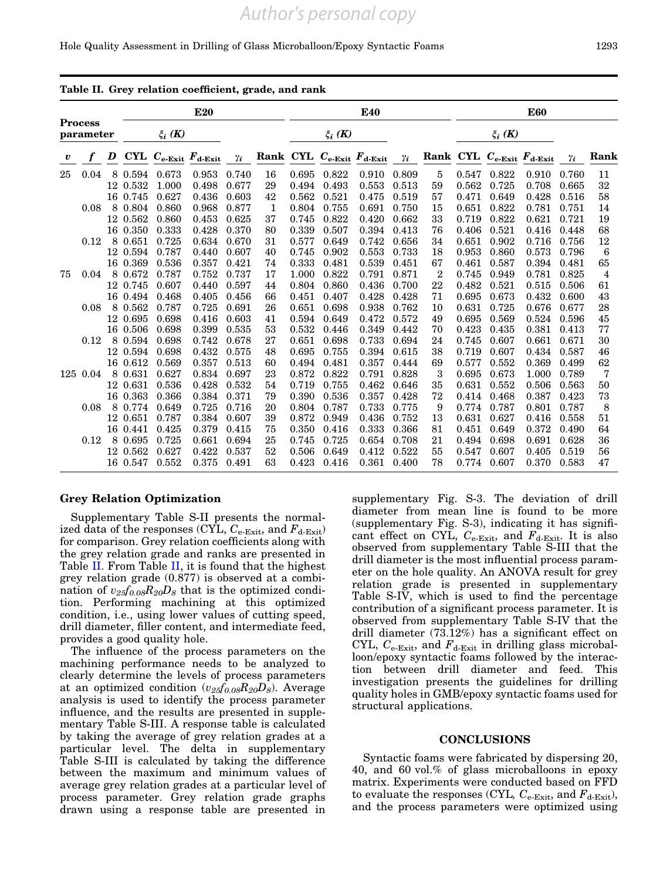**Table II. Grey relation coefficient, grade, and rank**

| Process parameter | | | E20 | | | | | E40 | | | | | E60 | | | | |
|---|---|---|---|---|---|---|---|---|---|---|---|---|---|---|---|---|---|
| | | | $\xi_i$ (K) | | | | | $\xi_i$ (K) | | | | | $\xi_i$ (K) | | | | |
| $v$ | $f$ | $D$ | CYL | $C_{e\text{-Exit}}$ | $F_{d\text{-Exit}}$ | $\gamma_i$ | Rank | CYL | $C_{e\text{-Exit}}$ | $F_{d\text{-Exit}}$ | $\gamma_i$ | Rank | CYL | $C_{e\text{-Exit}}$ | $F_{d\text{-Exit}}$ | $\gamma_i$ | Rank |
| 25 | 0.04 | 8 | 0.594 | 0.673 | 0.953 | 0.740 | 16 | 0.695 | 0.822 | 0.910 | 0.809 | 5 | 0.547 | 0.822 | 0.910 | 0.760 | 11 |
| | | 12 | 0.532 | 1.000 | 0.498 | 0.677 | 29 | 0.494 | 0.493 | 0.553 | 0.513 | 59 | 0.562 | 0.725 | 0.708 | 0.665 | 32 |
| | | 16 | 0.745 | 0.627 | 0.436 | 0.603 | 42 | 0.562 | 0.521 | 0.475 | 0.519 | 57 | 0.471 | 0.649 | 0.428 | 0.516 | 58 |
| | 0.08 | 8 | 0.804 | 0.860 | 0.968 | 0.877 | 1 | 0.804 | 0.755 | 0.691 | 0.750 | 15 | 0.651 | 0.822 | 0.781 | 0.751 | 14 |
| | | 12 | 0.562 | 0.860 | 0.453 | 0.625 | 37 | 0.745 | 0.822 | 0.420 | 0.662 | 33 | 0.719 | 0.822 | 0.621 | 0.721 | 19 |
| | | 16 | 0.350 | 0.333 | 0.428 | 0.370 | 80 | 0.339 | 0.507 | 0.394 | 0.413 | 76 | 0.406 | 0.521 | 0.416 | 0.448 | 68 |
| | 0.12 | 8 | 0.651 | 0.725 | 0.634 | 0.670 | 31 | 0.577 | 0.649 | 0.742 | 0.656 | 34 | 0.651 | 0.902 | 0.716 | 0.756 | 12 |
| | | 12 | 0.594 | 0.787 | 0.440 | 0.607 | 40 | 0.745 | 0.902 | 0.553 | 0.733 | 18 | 0.953 | 0.860 | 0.573 | 0.796 | 6 |
| | | 16 | 0.369 | 0.536 | 0.357 | 0.421 | 74 | 0.333 | 0.481 | 0.539 | 0.451 | 67 | 0.461 | 0.587 | 0.394 | 0.481 | 65 |
| 75 | 0.04 | 8 | 0.672 | 0.787 | 0.752 | 0.737 | 17 | 1.000 | 0.822 | 0.791 | 0.871 | 2 | 0.745 | 0.949 | 0.781 | 0.825 | 4 |
| | | 12 | 0.745 | 0.607 | 0.440 | 0.597 | 44 | 0.804 | 0.860 | 0.436 | 0.700 | 22 | 0.482 | 0.521 | 0.515 | 0.506 | 61 |
| | | 16 | 0.494 | 0.468 | 0.405 | 0.456 | 66 | 0.451 | 0.407 | 0.428 | 0.428 | 71 | 0.695 | 0.673 | 0.432 | 0.600 | 43 |
| | 0.08 | 8 | 0.562 | 0.787 | 0.725 | 0.691 | 26 | 0.651 | 0.698 | 0.938 | 0.762 | 10 | 0.631 | 0.725 | 0.676 | 0.677 | 28 |
| | | 12 | 0.695 | 0.698 | 0.416 | 0.603 | 41 | 0.594 | 0.649 | 0.472 | 0.572 | 49 | 0.695 | 0.569 | 0.524 | 0.596 | 45 |
| | | 16 | 0.506 | 0.698 | 0.399 | 0.535 | 53 | 0.532 | 0.446 | 0.349 | 0.442 | 70 | 0.423 | 0.435 | 0.381 | 0.413 | 77 |
| | 0.12 | 8 | 0.594 | 0.698 | 0.742 | 0.678 | 27 | 0.651 | 0.698 | 0.733 | 0.694 | 24 | 0.745 | 0.607 | 0.661 | 0.671 | 30 |
| | | 12 | 0.594 | 0.698 | 0.432 | 0.575 | 48 | 0.695 | 0.755 | 0.394 | 0.615 | 38 | 0.719 | 0.607 | 0.434 | 0.587 | 46 |
| | | 16 | 0.612 | 0.569 | 0.357 | 0.513 | 60 | 0.494 | 0.481 | 0.357 | 0.444 | 69 | 0.577 | 0.552 | 0.369 | 0.499 | 62 |
| 125 | 0.04 | 8 | 0.631 | 0.627 | 0.834 | 0.697 | 23 | 0.872 | 0.822 | 0.791 | 0.828 | 3 | 0.695 | 0.673 | 1.000 | 0.789 | 7 |
| | | 12 | 0.631 | 0.536 | 0.428 | 0.532 | 54 | 0.719 | 0.755 | 0.462 | 0.646 | 35 | 0.631 | 0.552 | 0.506 | 0.563 | 50 |
| | | 16 | 0.363 | 0.366 | 0.384 | 0.371 | 79 | 0.390 | 0.536 | 0.357 | 0.428 | 72 | 0.414 | 0.468 | 0.387 | 0.423 | 73 |
| | 0.08 | 8 | 0.774 | 0.649 | 0.725 | 0.716 | 20 | 0.804 | 0.787 | 0.733 | 0.775 | 9 | 0.774 | 0.787 | 0.801 | 0.787 | 8 |
| | | 12 | 0.651 | 0.787 | 0.384 | 0.607 | 39 | 0.872 | 0.949 | 0.436 | 0.752 | 13 | 0.631 | 0.627 | 0.416 | 0.558 | 51 |
| | | 16 | 0.441 | 0.425 | 0.379 | 0.415 | 75 | 0.350 | 0.416 | 0.333 | 0.366 | 81 | 0.451 | 0.649 | 0.372 | 0.490 | 64 |
| | 0.12 | 8 | 0.695 | 0.725 | 0.661 | 0.694 | 25 | 0.745 | 0.725 | 0.654 | 0.708 | 21 | 0.494 | 0.698 | 0.691 | 0.628 | 36 |
| | | 12 | 0.562 | 0.627 | 0.422 | 0.537 | 52 | 0.506 | 0.649 | 0.412 | 0.522 | 55 | 0.547 | 0.607 | 0.405 | 0.519 | 56 |
| | | 16 | 0.547 | 0.552 | 0.375 | 0.491 | 63 | 0.423 | 0.416 | 0.361 | 0.400 | 78 | 0.774 | 0.607 | 0.370 | 0.583 | 47 |

### Grey Relation Optimization

Supplementary Table S-II presents the normalized data of the responses (CYL, $C_{e\text{-Exit}}$, and $F_{d\text{-Exit}}$) for comparison. Grey relation coefficients along with the grey relation grade and ranks are presented in Table II. From Table II, it is found that the highest grey relation grade (0.877) is observed at a combination of $v_{25}f_{0.08}R_{20}D_8$ that is the optimized condition. Performing machining at this optimized condition, i.e., using lower values of cutting speed, drill diameter, filler content, and intermediate feed, provides a good quality hole.

The influence of the process parameters on the machining performance needs to be analyzed to clearly determine the levels of process parameters at an optimized condition ($v_{25}f_{0.08}R_{20}D_8$). Average analysis is used to identify the process parameter influence, and the results are presented in supplementary Table S-III. A response table is calculated by taking the average of grey relation grades at a particular level. The delta in supplementary Table S-III is calculated by taking the difference between the maximum and minimum values of average grey relation grades at a particular level of process parameter. Grey relation grade graphs drawn using a response table are presented in supplementary Fig. S-3. The deviation of drill diameter from mean line is found to be more (supplementary Fig. S-3), indicating it has significant effect on CYL, $C_{e\text{-Exit}}$, and $F_{d\text{-Exit}}$. It is also observed from supplementary Table S-III that the drill diameter is the most influential process parameter on the hole quality. An ANOVA result for grey relation grade is presented in supplementary Table S-IV, which is used to find the percentage contribution of a significant process parameter. It is observed from supplementary Table S-IV that the drill diameter (73.12%) has a significant effect on CYL, $C_{e\text{-Exit}}$, and $F_{d\text{-Exit}}$ in drilling glass microballoon/epoxy syntactic foams followed by the interaction between drill diameter and feed. This investigation presents the guidelines for drilling quality holes in GMB/epoxy syntactic foams used for structural applications.

## CONCLUSIONS

Syntactic foams were fabricated by dispersing 20, 40, and 60 vol.% of glass microballoons in epoxy matrix. Experiments were conducted based on FFD to evaluate the responses (CYL, $C_{e\text{-Exit}}$, and $F_{d\text{-Exit}}$), and the process parameters were optimized using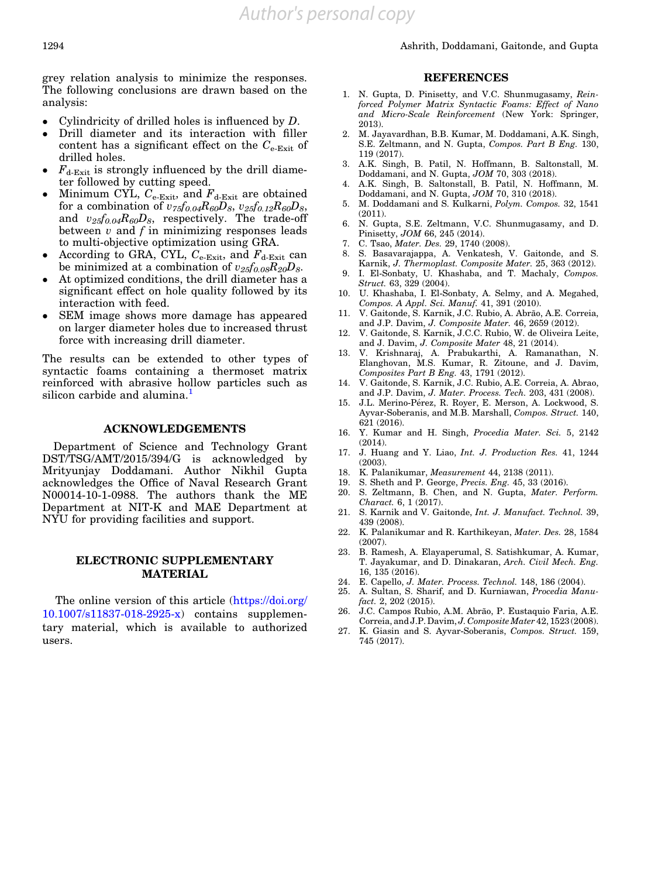grey relation analysis to minimize the responses. The following conclusions are drawn based on the analysis:

- Cylindricity of drilled holes is influenced by $D$.
- Drill diameter and its interaction with filler content has a significant effect on the $C_{\text{e-Exit}}$ of drilled holes.
- $F_{\text{d-Exit}}$ is strongly influenced by the drill diameter followed by cutting speed.
- Minimum CYL, $C_{\text{e-Exit}}$, and $F_{\text{d-Exit}}$ are obtained for a combination of $v_{75}f_{0.04}R_{60}D_8$, $v_{25}f_{0.12}R_{60}D_8$, and $v_{25}f_{0.04}R_{60}D_8$, respectively. The trade-off between $v$ and $f$ in minimizing responses leads to multi-objective optimization using GRA.
- According to GRA, CYL, $C_{\text{e-Exit}}$, and $F_{\text{d-Exit}}$ can be minimized at a combination of $v_{25}f_{0.08}R_{20}D_8$.
- At optimized conditions, the drill diameter has a significant effect on hole quality followed by its interaction with feed.
- SEM image shows more damage has appeared on larger diameter holes due to increased thrust force with increasing drill diameter.

The results can be extended to other types of syntactic foams containing a thermoset matrix reinforced with abrasive hollow particles such as silicon carbide and alumina.[1]

## ACKNOWLEDGEMENTS

Department of Science and Technology Grant DST/TSG/AMT/2015/394/G is acknowledged by Mrityunjay Doddamani. Author Nikhil Gupta acknowledges the Office of Naval Research Grant N00014-10-1-0988. The authors thank the ME Department at NIT-K and MAE Department at NYU for providing facilities and support.

## ELECTRONIC SUPPLEMENTARY MATERIAL

The online version of this article (https://doi.org/10.1007/s11837-018-2925-x) contains supplementary material, which is available to authorized users.

## REFERENCES

1. N. Gupta, D. Pinisetty, and V.C. Shunmugasamy, *Reinforced Polymer Matrix Syntactic Foams: Effect of Nano and Micro-Scale Reinforcement* (New York: Springer, 2013).
2. M. Jayavardhan, B.B. Kumar, M. Doddamani, A.K. Singh, S.E. Zeltmann, and N. Gupta, *Compos. Part B Eng.* 130, 119 (2017).
3. A.K. Singh, B. Patil, N. Hoffmann, B. Saltonstall, M. Doddamani, and N. Gupta, *JOM* 70, 303 (2018).
4. A.K. Singh, B. Saltonstall, B. Patil, N. Hoffmann, M. Doddamani, and N. Gupta, *JOM* 70, 310 (2018).
5. M. Doddamani and S. Kulkarni, *Polym. Compos.* 32, 1541 (2011).
6. N. Gupta, S.E. Zeltmann, V.C. Shunmugasamy, and D. Pinisetty, *JOM* 66, 245 (2014).
7. C. Tsao, *Mater. Des.* 29, 1740 (2008).
8. S. Basavarajappa, A. Venkatesh, V. Gaitonde, and S. Karnik, *J. Thermoplast. Composite Mater.* 25, 363 (2012).
9. I. El-Sonbaty, U. Khashaba, and T. Machaly, *Compos. Struct.* 63, 329 (2004).
10. U. Khashaba, I. El-Sonbaty, A. Selmy, and A. Megahed, *Compos. A Appl. Sci. Manuf.* 41, 391 (2010).
11. V. Gaitonde, S. Karnik, J.C. Rubio, A. Abrão, A.E. Correia, and J.P. Davim, *J. Composite Mater.* 46, 2659 (2012).
12. V. Gaitonde, S. Karnik, J.C.C. Rubio, W. de Oliveira Leite, and J. Davim, *J. Composite Mater* 48, 21 (2014).
13. V. Krishnaraj, A. Prabukarthi, A. Ramanathan, N. Elanghovan, M.S. Kumar, R. Zitoune, and J. Davim, *Composites Part B Eng.* 43, 1791 (2012).
14. V. Gaitonde, S. Karnik, J.C. Rubio, A.E. Correia, A. Abrao, and J.P. Davim, *J. Mater. Process. Tech.* 203, 431 (2008).
15. J.L. Merino-Pérez, R. Royer, R. Merson, A. Lockwood, S. Ayvar-Soberanis, and M.B. Marshall, *Compos. Struct.* 140, 621 (2016).
16. Y. Kumar and H. Singh, *Procedia Mater. Sci.* 5, 2142 (2014).
17. J. Huang and Y. Liao, *Int. J. Production Res.* 41, 1244 (2003).
18. K. Palanikumar, *Measurement* 44, 2138 (2011).
19. S. Sheth and P. George, *Precis. Eng.* 45, 33 (2016).
20. S. Zeltmann, B. Chen, and N. Gupta, *Mater. Perform. Charact.* 6, 1 (2017).
21. S. Karnik and V. Gaitonde, *Int. J. Manufact. Technol.* 39, 439 (2008).
22. K. Palanikumar and R. Karthikeyan, *Mater. Des.* 28, 1584 (2007).
23. B. Ramesh, A. Elayaperumal, S. Satishkumar, A. Kumar, T. Jayakumar, and D. Dinakaran, *Arch. Civil Mech. Eng.* 16, 135 (2016).
24. E. Capello, *J. Mater. Process. Technol.* 148, 186 (2004).
25. A. Sultan, S. Sharif, and D. Kurniawan, *Procedia Manufact.* 2, 202 (2015).
26. J.C. Campos Rubio, A.M. Abrão, P. Eustaquio Faria, A.E. Correia, and J.P. Davim, *J. Composite Mater* 42, 1523 (2008).
27. K. Giasin and S. Ayvar-Soberanis, *Compos. Struct.* 159, 745 (2017).